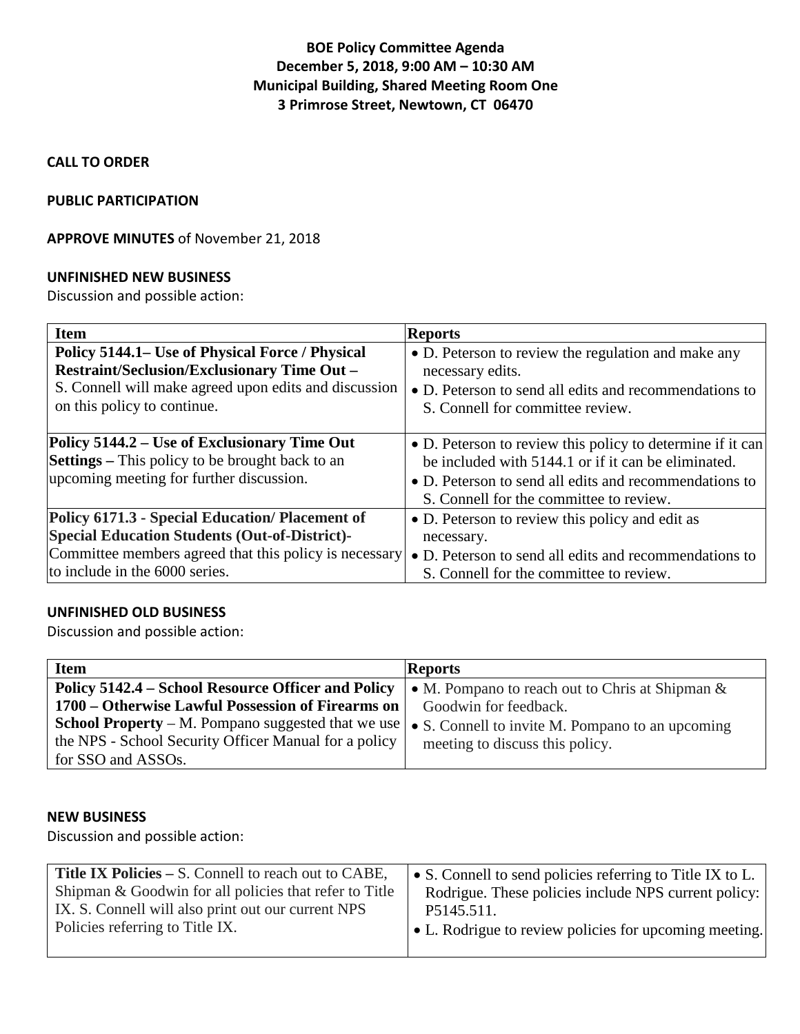**BOE Policy Committee Agenda**
**December 5, 2018, 9:00 AM – 10:30 AM**
**Municipal Building, Shared Meeting Room One**
**3 Primrose Street, Newtown, CT 06470**

**CALL TO ORDER**

**PUBLIC PARTICIPATION**

**APPROVE MINUTES** of November 21, 2018

**UNFINISHED NEW BUSINESS**

Discussion and possible action:

| Item | Reports |
|---|---|
| **Policy 5144.1– Use of Physical Force / Physical Restraint/Seclusion/Exclusionary Time Out –** S. Connell will make agreed upon edits and discussion on this policy to continue. | • D. Peterson to review the regulation and make any necessary edits.<br>• D. Peterson to send all edits and recommendations to S. Connell for committee review. |
| **Policy 5144.2 – Use of Exclusionary Time Out Settings –** This policy to be brought back to an upcoming meeting for further discussion. | • D. Peterson to review this policy to determine if it can be included with 5144.1 or if it can be eliminated.<br>• D. Peterson to send all edits and recommendations to S. Connell for the committee to review. |
| **Policy 6171.3 - Special Education/ Placement of Special Education Students (Out-of-District)-** Committee members agreed that this policy is necessary to include in the 6000 series. | • D. Peterson to review this policy and edit as necessary.<br>• D. Peterson to send all edits and recommendations to S. Connell for the committee to review. |

**UNFINISHED OLD BUSINESS**

Discussion and possible action:

| Item | Reports |
|---|---|
| **Policy 5142.4 – School Resource Officer and Policy 1700 – Otherwise Lawful Possession of Firearms on School Property** – M. Pompano suggested that we use the NPS - School Security Officer Manual for a policy for SSO and ASSOs. | • M. Pompano to reach out to Chris at Shipman & Goodwin for feedback.<br>• S. Connell to invite M. Pompano to an upcoming meeting to discuss this policy. |

**NEW BUSINESS**

Discussion and possible action:

| | |
|---|---|
| **Title IX Policies –** S. Connell to reach out to CABE, Shipman & Goodwin for all policies that refer to Title IX. S. Connell will also print out our current NPS Policies referring to Title IX. | • S. Connell to send policies referring to Title IX to L. Rodrigue. These policies include NPS current policy: P5145.511.<br>• L. Rodrigue to review policies for upcoming meeting. |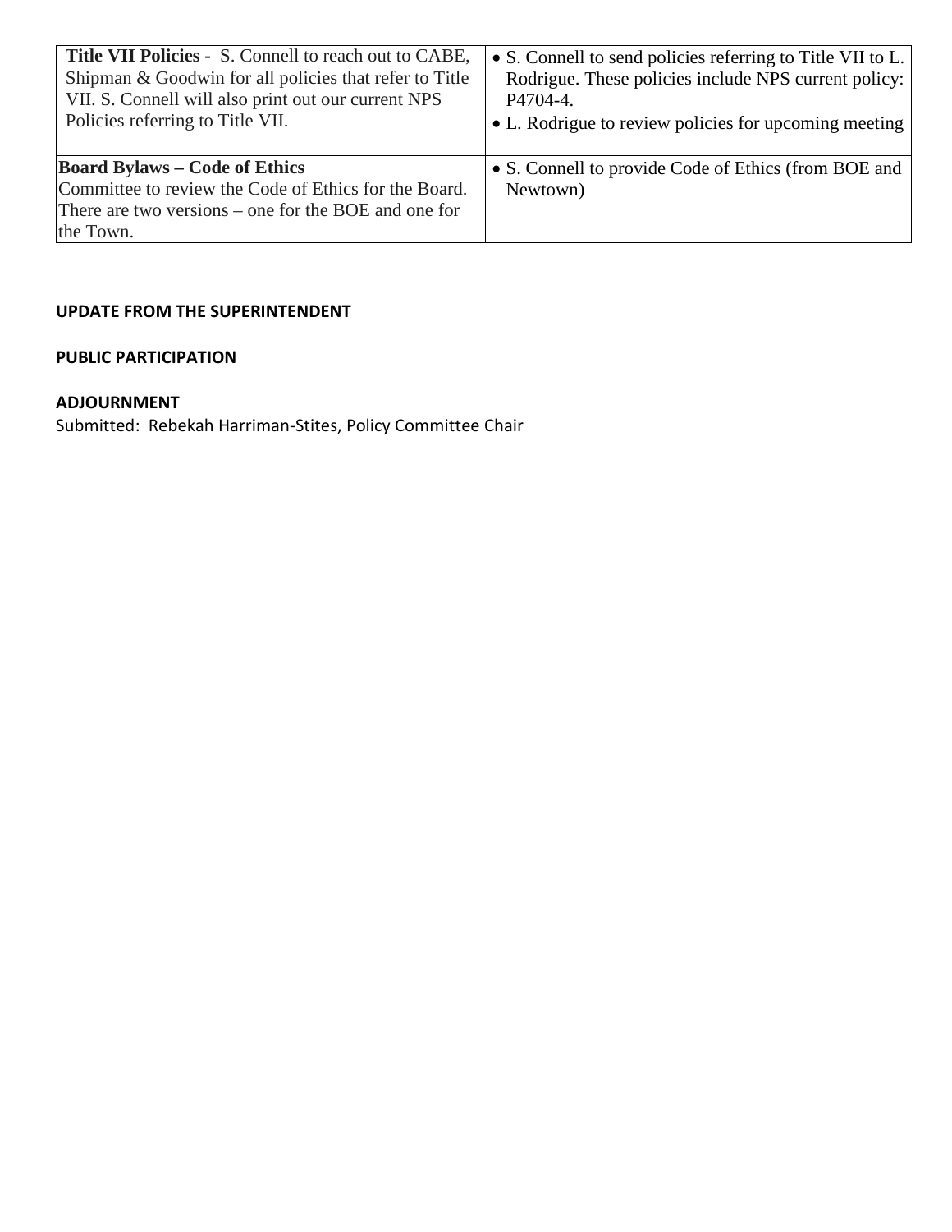| | |
|---|---|
| **Title VII Policies -** S. Connell to reach out to CABE, Shipman & Goodwin for all policies that refer to Title VII. S. Connell will also print out our current NPS Policies referring to Title VII. | • S. Connell to send policies referring to Title VII to L. Rodrigue. These policies include NPS current policy: P4704-4.<br>• L. Rodrigue to review policies for upcoming meeting |
| **Board Bylaws – Code of Ethics**<br>Committee to review the Code of Ethics for the Board. There are two versions – one for the BOE and one for the Town. | • S. Connell to provide Code of Ethics (from BOE and Newtown) |

**UPDATE FROM THE SUPERINTENDENT**

**PUBLIC PARTICIPATION**

**ADJOURNMENT**

Submitted: Rebekah Harriman-Stites, Policy Committee Chair